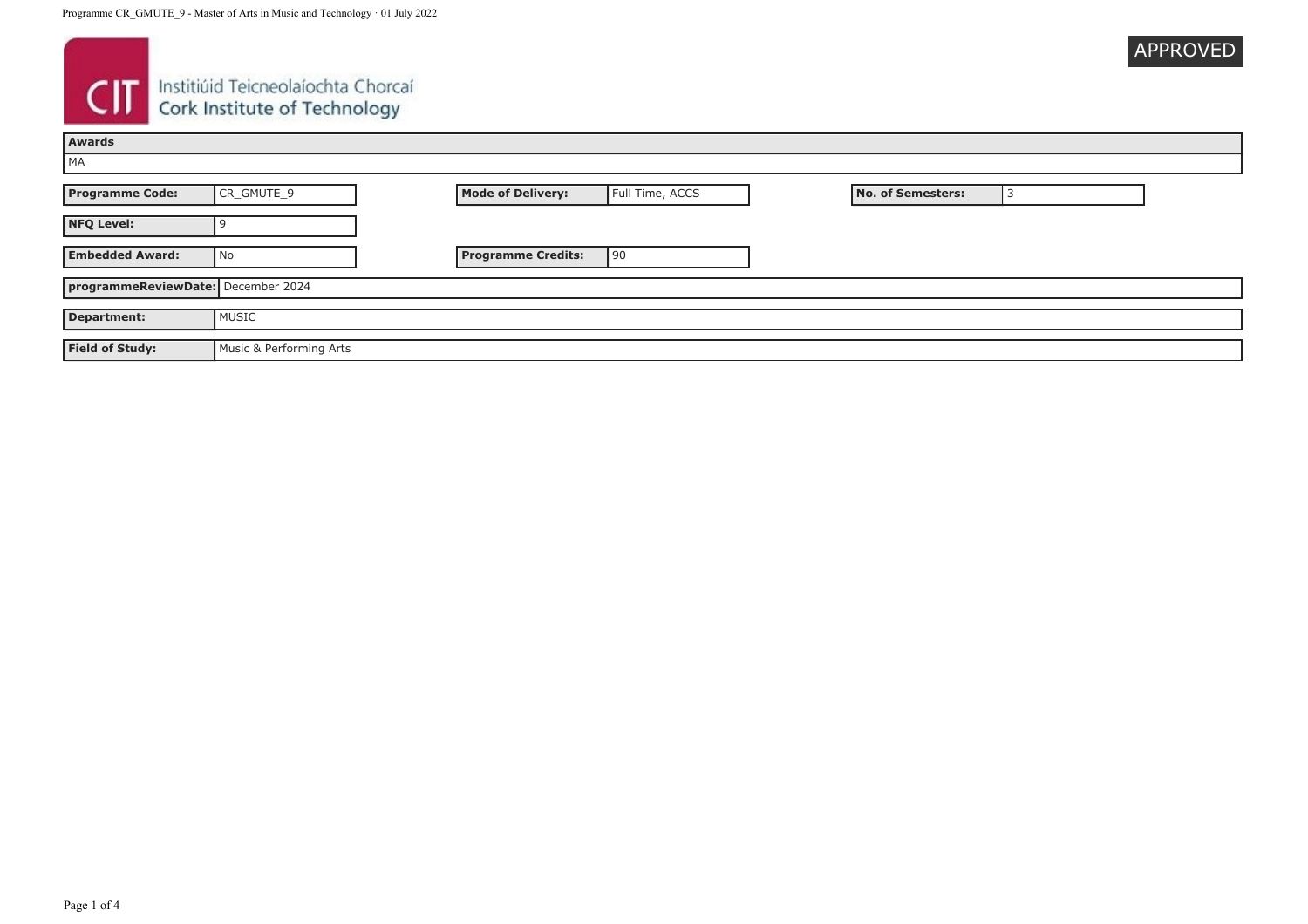Institiúid Teicneolaíochta Chorcaí
Cork Institute of Technology

APPROVED

| Awards |
| --- |
| MA |

| | | | | | |
| --- | --- | --- | --- | --- | --- |
| **Programme Code:** | CR_GMUTE_9 | **Mode of Delivery:** | Full Time, ACCS | **No. of Semesters:** | 3 |
| **NFQ Level:** | 9 | | | | |
| **Embedded Award:** | No | **Programme Credits:** | 90 | | |

| | |
| --- | --- |
| **programmeReviewDate:** | December 2024 |
| **Department:** | MUSIC |
| **Field of Study:** | Music & Performing Arts |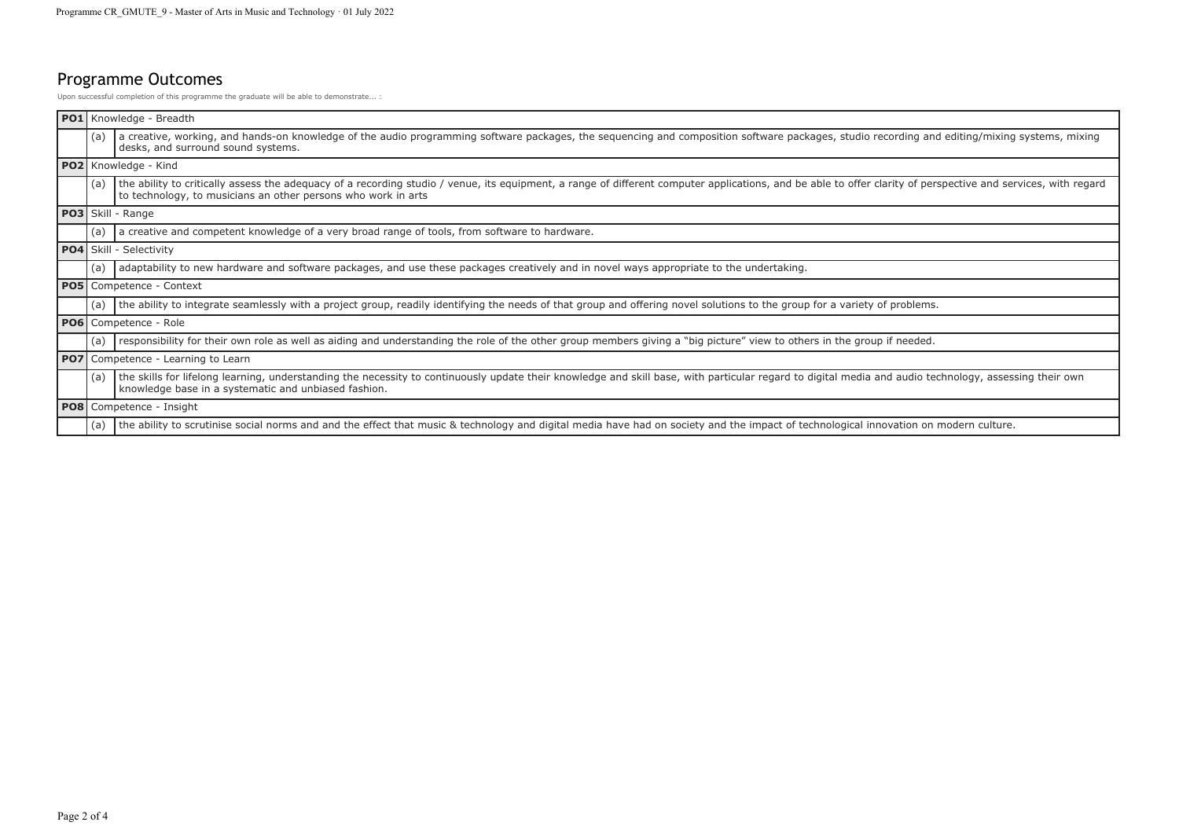## Programme Outcomes

Upon successful completion of this programme the graduate will be able to demonstrate... :

| | | |
|---|---|---|
| **PO1** | Knowledge - Breadth | |
| | (a) | a creative, working, and hands-on knowledge of the audio programming software packages, the sequencing and composition software packages, studio recording and editing/mixing systems, mixing desks, and surround sound systems. |
| **PO2** | Knowledge - Kind | |
| | (a) | the ability to critically assess the adequacy of a recording studio / venue, its equipment, a range of different computer applications, and be able to offer clarity of perspective and services, with regard to technology, to musicians an other persons who work in arts |
| **PO3** | Skill - Range | |
| | (a) | a creative and competent knowledge of a very broad range of tools, from software to hardware. |
| **PO4** | Skill - Selectivity | |
| | (a) | adaptability to new hardware and software packages, and use these packages creatively and in novel ways appropriate to the undertaking. |
| **PO5** | Competence - Context | |
| | (a) | the ability to integrate seamlessly with a project group, readily identifying the needs of that group and offering novel solutions to the group for a variety of problems. |
| **PO6** | Competence - Role | |
| | (a) | responsibility for their own role as well as aiding and understanding the role of the other group members giving a "big picture" view to others in the group if needed. |
| **PO7** | Competence - Learning to Learn | |
| | (a) | the skills for lifelong learning, understanding the necessity to continuously update their knowledge and skill base, with particular regard to digital media and audio technology, assessing their own knowledge base in a systematic and unbiased fashion. |
| **PO8** | Competence - Insight | |
| | (a) | the ability to scrutinise social norms and and the effect that music & technology and digital media have had on society and the impact of technological innovation on modern culture. |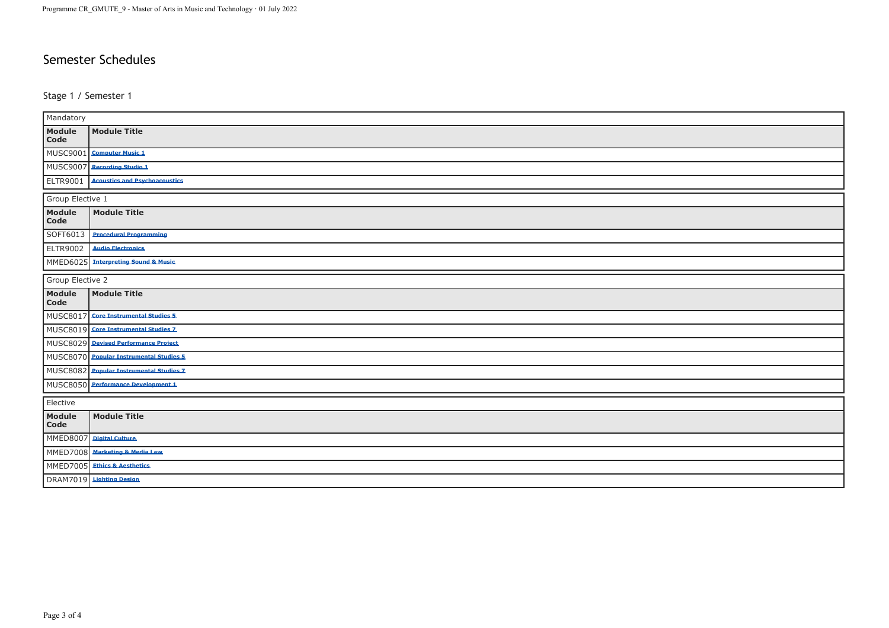# Semester Schedules

## Stage 1 / Semester 1

**Mandatory**

| Module Code | Module Title |
|---|---|
| MUSC9001 | Computer Music 1 |
| MUSC9007 | Recording Studio 1 |
| ELTR9001 | Acoustics and Psychoacoustics |

**Group Elective 1**

| Module Code | Module Title |
|---|---|
| SOFT6013 | Procedural Programming |
| ELTR9002 | Audio Electronics |
| MMED6025 | Interpreting Sound & Music |

**Group Elective 2**

| Module Code | Module Title |
|---|---|
| MUSC8017 | Core Instrumental Studies 5 |
| MUSC8019 | Core Instrumental Studies 7 |
| MUSC8029 | Devised Performance Project |
| MUSC8070 | Popular Instrumental Studies 5 |
| MUSC8082 | Popular Instrumental Studies 7 |
| MUSC8050 | Performance Development 1 |

**Elective**

| Module Code | Module Title |
|---|---|
| MMED8007 | Digital Culture |
| MMED7008 | Marketing & Media Law |
| MMED7005 | Ethics & Aesthetics |
| DRAM7019 | Lighting Design |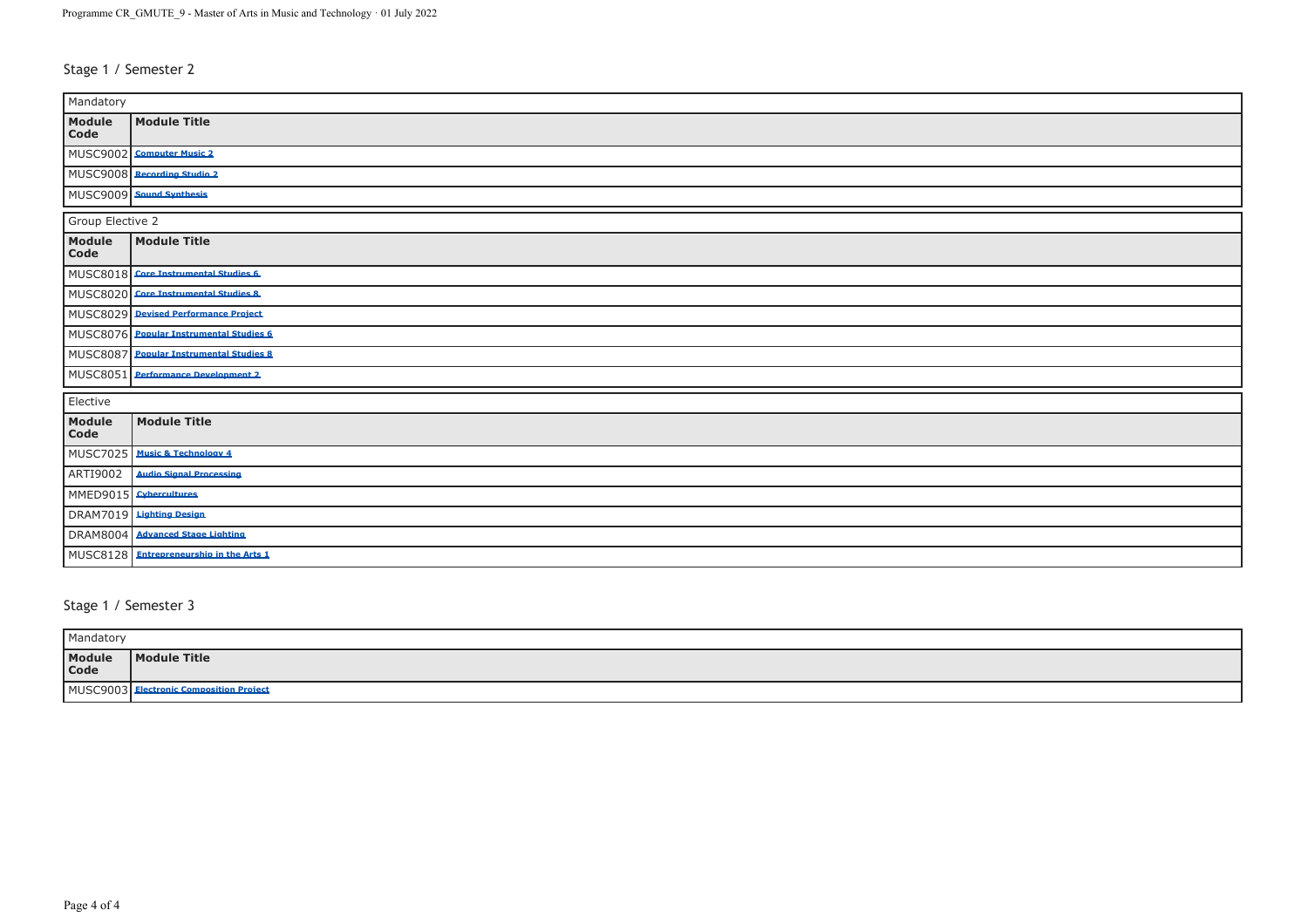## Stage 1 / Semester 2

| Mandatory | |
|---|---|
| **Module Code** | **Module Title** |
| MUSC9002 | Computer Music 2 |
| MUSC9008 | Recording Studio 2 |
| MUSC9009 | Sound Synthesis |

| Group Elective 2 | |
|---|---|
| **Module Code** | **Module Title** |
| MUSC8018 | Core Instrumental Studies 6 |
| MUSC8020 | Core Instrumental Studies 8 |
| MUSC8029 | Devised Performance Project |
| MUSC8076 | Popular Instrumental Studies 6 |
| MUSC8087 | Popular Instrumental Studies 8 |
| MUSC8051 | Performance Development 2 |

| Elective | |
|---|---|
| **Module Code** | **Module Title** |
| MUSC7025 | Music & Technology 4 |
| ARTI9002 | Audio Signal Processing |
| MMED9015 | Cybercultures |
| DRAM7019 | Lighting Design |
| DRAM8004 | Advanced Stage Lighting |
| MUSC8128 | Entrepreneurship in the Arts 1 |

## Stage 1 / Semester 3

| Mandatory | |
|---|---|
| **Module Code** | **Module Title** |
| MUSC9003 | Electronic Composition Project |